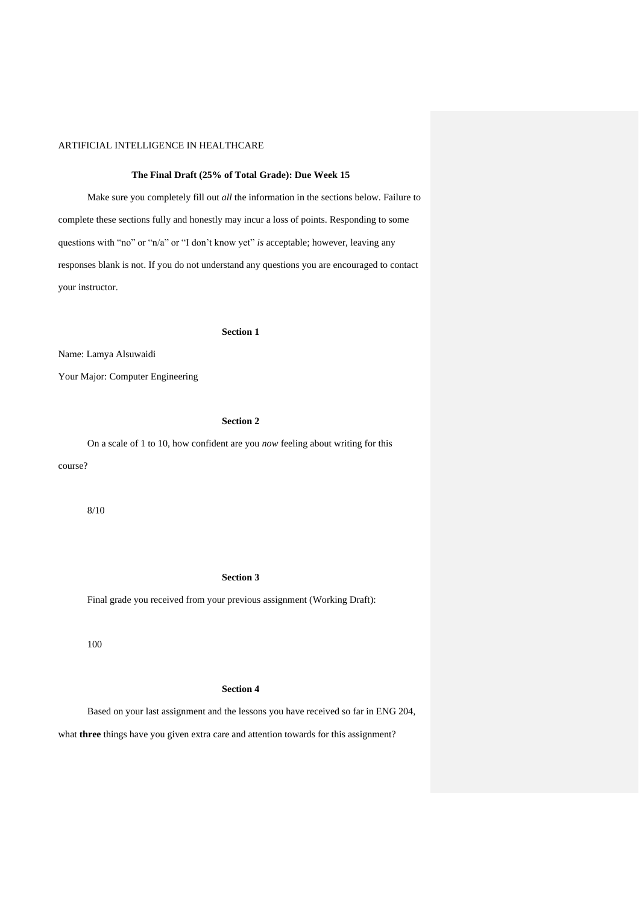ARTIFICIAL INTELLIGENCE IN HEALTHCARE

**The Final Draft (25% of Total Grade): Due Week 15**

Make sure you completely fill out *all* the information in the sections below. Failure to complete these sections fully and honestly may incur a loss of points. Responding to some questions with "no" or "n/a" or "I don't know yet" *is* acceptable; however, leaving any responses blank is not. If you do not understand any questions you are encouraged to contact your instructor.

**Section 1**

Name: Lamya Alsuwaidi

Your Major: Computer Engineering

**Section 2**

On a scale of 1 to 10, how confident are you *now* feeling about writing for this course?

8/10

**Section 3**

Final grade you received from your previous assignment (Working Draft):

100

**Section 4**

Based on your last assignment and the lessons you have received so far in ENG 204, what **three** things have you given extra care and attention towards for this assignment?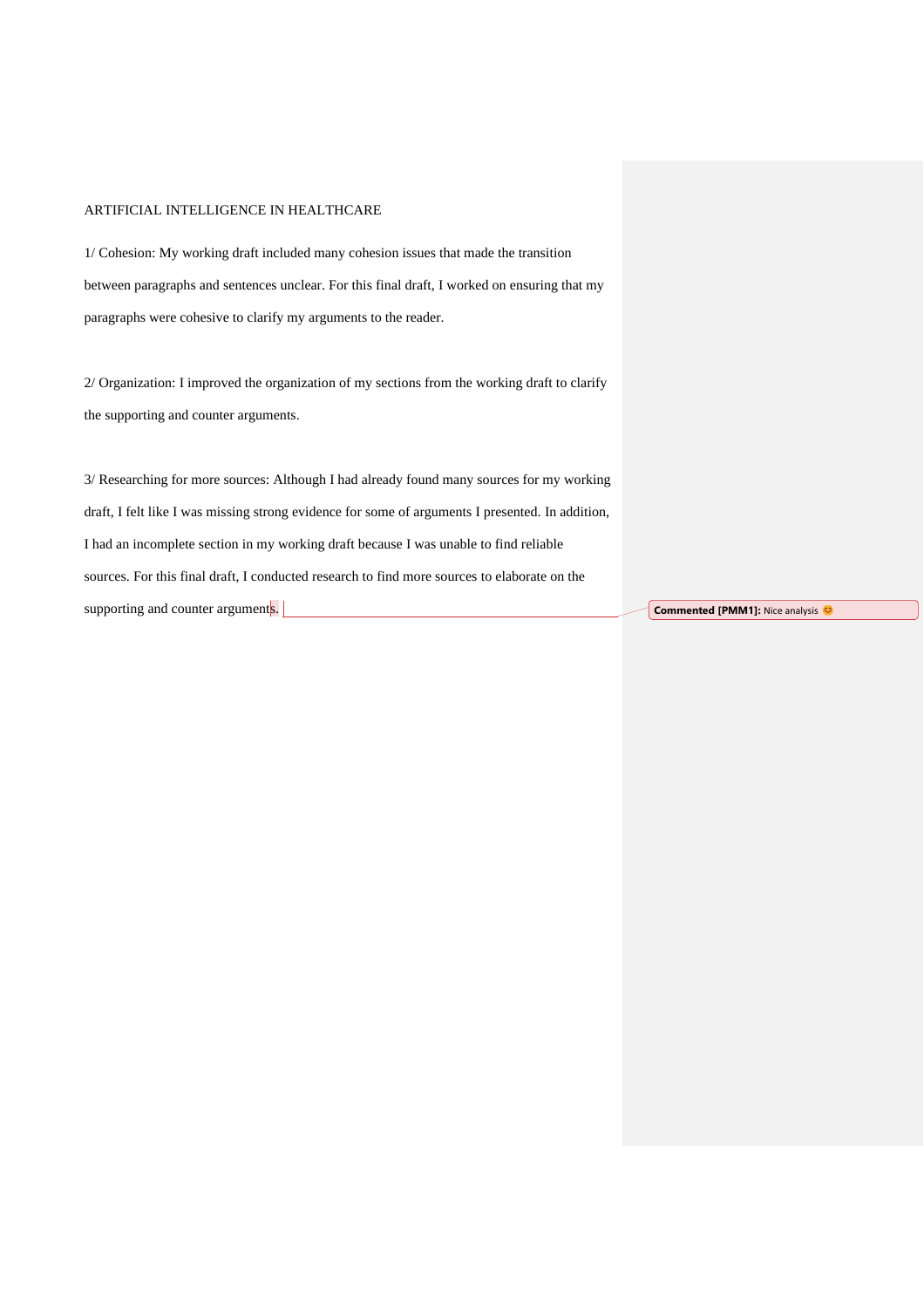ARTIFICIAL INTELLIGENCE IN HEALTHCARE

1/ Cohesion: My working draft included many cohesion issues that made the transition between paragraphs and sentences unclear. For this final draft, I worked on ensuring that my paragraphs were cohesive to clarify my arguments to the reader.

2/ Organization: I improved the organization of my sections from the working draft to clarify the supporting and counter arguments.

3/ Researching for more sources: Although I had already found many sources for my working draft, I felt like I was missing strong evidence for some of arguments I presented. In addition, I had an incomplete section in my working draft because I was unable to find reliable sources. For this final draft, I conducted research to find more sources to elaborate on the supporting and counter arguments.

**Commented [PMM1]:** Nice analysis 😊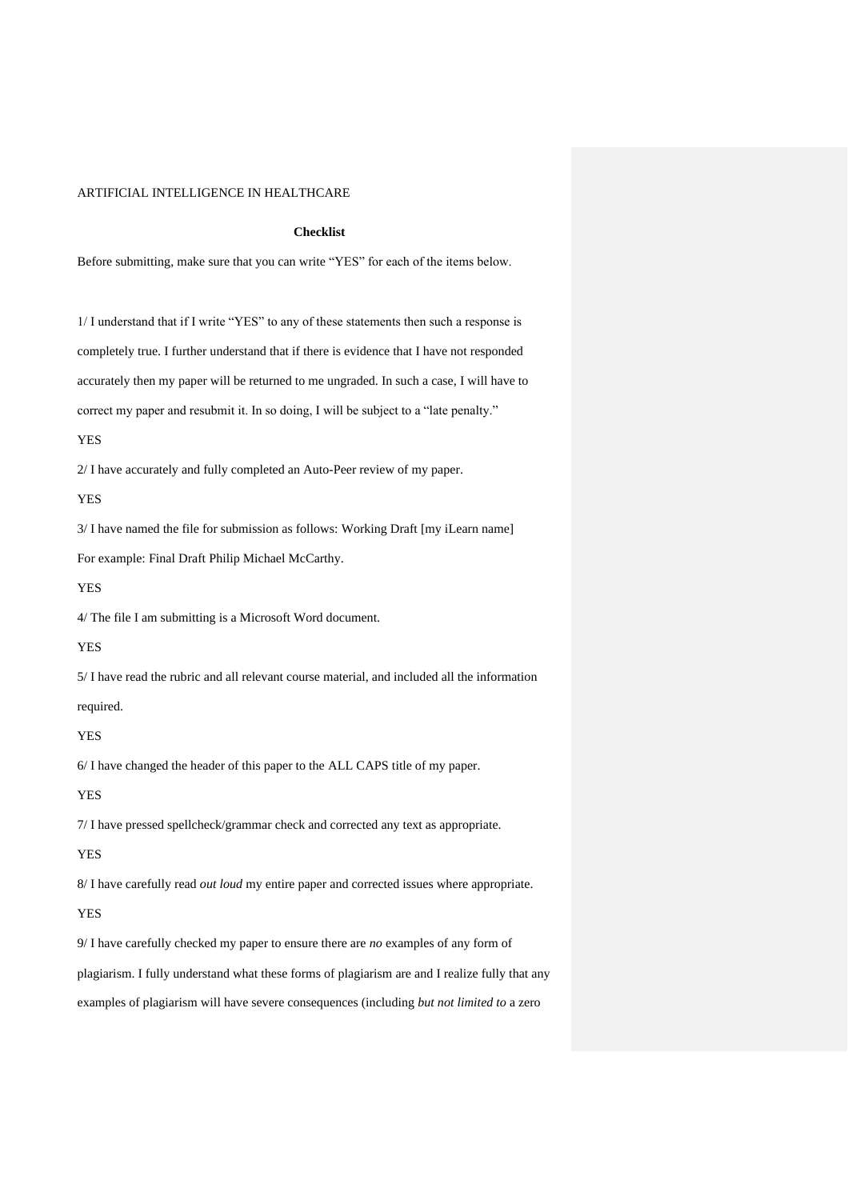## Checklist

Before submitting, make sure that you can write "YES" for each of the items below.

1/ I understand that if I write "YES" to any of these statements then such a response is completely true. I further understand that if there is evidence that I have not responded accurately then my paper will be returned to me ungraded. In such a case, I will have to correct my paper and resubmit it. In so doing, I will be subject to a "late penalty."

YES

2/ I have accurately and fully completed an Auto-Peer review of my paper.

YES

3/ I have named the file for submission as follows: Working Draft [my iLearn name]
For example: Final Draft Philip Michael McCarthy.

YES

4/ The file I am submitting is a Microsoft Word document.

YES

5/ I have read the rubric and all relevant course material, and included all the information required.

YES

6/ I have changed the header of this paper to the ALL CAPS title of my paper.

YES

7/ I have pressed spellcheck/grammar check and corrected any text as appropriate.

YES

8/ I have carefully read *out loud* my entire paper and corrected issues where appropriate.

YES

9/ I have carefully checked my paper to ensure there are *no* examples of any form of plagiarism. I fully understand what these forms of plagiarism are and I realize fully that any examples of plagiarism will have severe consequences (including *but not limited to* a zero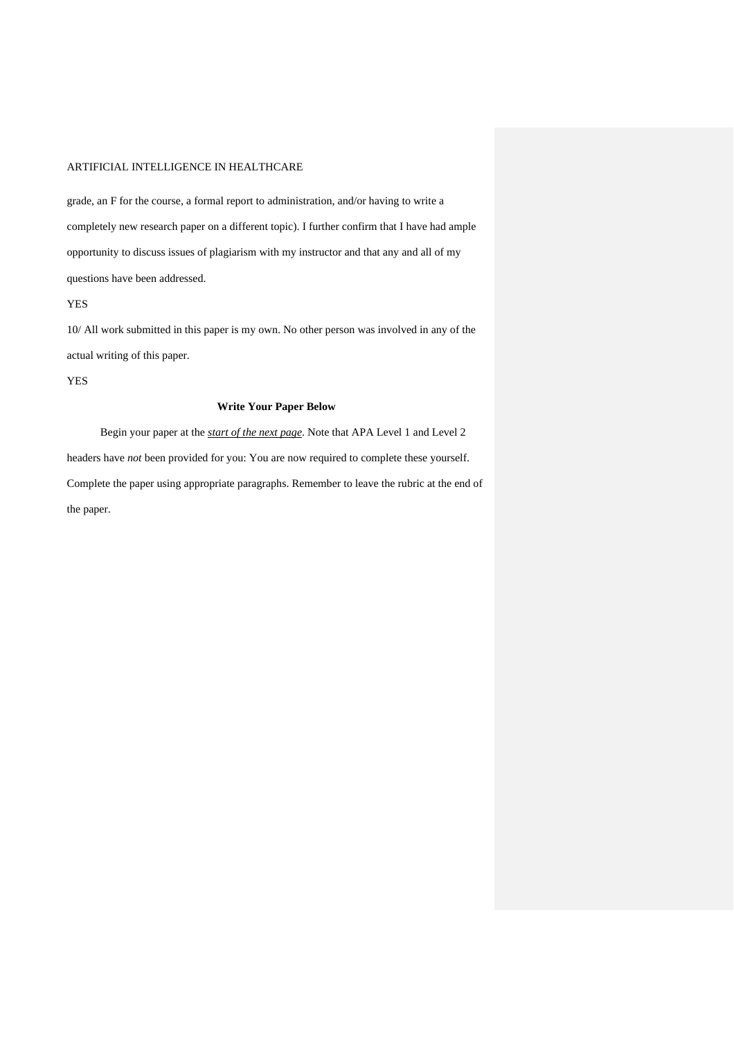grade, an F for the course, a formal report to administration, and/or having to write a completely new research paper on a different topic). I further confirm that I have had ample opportunity to discuss issues of plagiarism with my instructor and that any and all of my questions have been addressed.

YES

10/ All work submitted in this paper is my own. No other person was involved in any of the actual writing of this paper.

YES

**Write Your Paper Below**

Begin your paper at the ***start of the next page***. Note that APA Level 1 and Level 2 headers have *not* been provided for you: You are now required to complete these yourself. Complete the paper using appropriate paragraphs. Remember to leave the rubric at the end of the paper.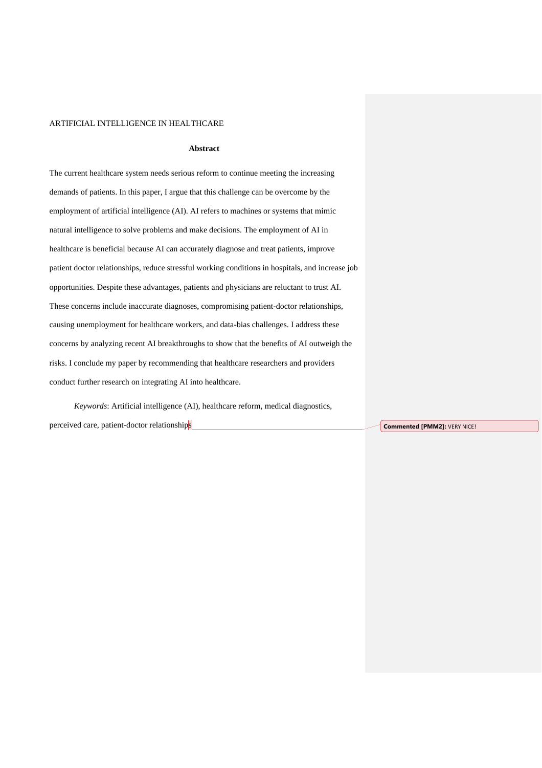## Abstract

The current healthcare system needs serious reform to continue meeting the increasing demands of patients. In this paper, I argue that this challenge can be overcome by the employment of artificial intelligence (AI). AI refers to machines or systems that mimic natural intelligence to solve problems and make decisions. The employment of AI in healthcare is beneficial because AI can accurately diagnose and treat patients, improve patient doctor relationships, reduce stressful working conditions in hospitals, and increase job opportunities. Despite these advantages, patients and physicians are reluctant to trust AI. These concerns include inaccurate diagnoses, compromising patient-doctor relationships, causing unemployment for healthcare workers, and data-bias challenges. I address these concerns by analyzing recent AI breakthroughs to show that the benefits of AI outweigh the risks. I conclude my paper by recommending that healthcare researchers and providers conduct further research on integrating AI into healthcare.

*Keywords*: Artificial intelligence (AI), healthcare reform, medical diagnostics, perceived care, patient-doctor relationships

Commented [PMM2]: VERY NICE!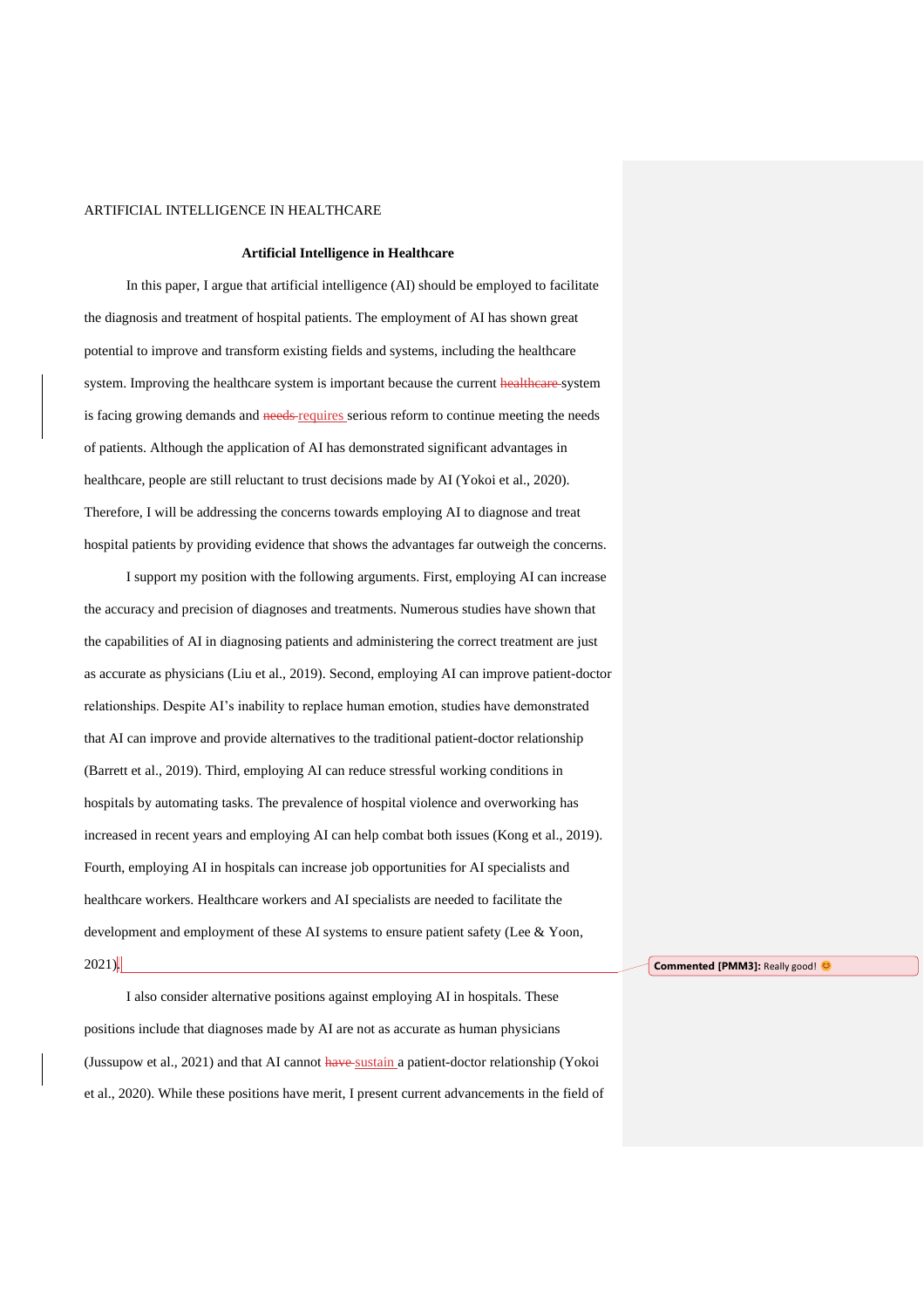# Artificial Intelligence in Healthcare

In this paper, I argue that artificial intelligence (AI) should be employed to facilitate the diagnosis and treatment of hospital patients. The employment of AI has shown great potential to improve and transform existing fields and systems, including the healthcare system. Improving the healthcare system is important because the current system is facing growing demands and requires serious reform to continue meeting the needs of patients. Although the application of AI has demonstrated significant advantages in healthcare, people are still reluctant to trust decisions made by AI (Yokoi et al., 2020). Therefore, I will be addressing the concerns towards employing AI to diagnose and treat hospital patients by providing evidence that shows the advantages far outweigh the concerns.

I support my position with the following arguments. First, employing AI can increase the accuracy and precision of diagnoses and treatments. Numerous studies have shown that the capabilities of AI in diagnosing patients and administering the correct treatment are just as accurate as physicians (Liu et al., 2019). Second, employing AI can improve patient-doctor relationships. Despite AI's inability to replace human emotion, studies have demonstrated that AI can improve and provide alternatives to the traditional patient-doctor relationship (Barrett et al., 2019). Third, employing AI can reduce stressful working conditions in hospitals by automating tasks. The prevalence of hospital violence and overworking has increased in recent years and employing AI can help combat both issues (Kong et al., 2019). Fourth, employing AI in hospitals can increase job opportunities for AI specialists and healthcare workers. Healthcare workers and AI specialists are needed to facilitate the development and employment of these AI systems to ensure patient safety (Lee & Yoon, 2021).

I also consider alternative positions against employing AI in hospitals. These positions include that diagnoses made by AI are not as accurate as human physicians (Jussupow et al., 2021) and that AI cannot sustain a patient-doctor relationship (Yokoi et al., 2020). While these positions have merit, I present current advancements in the field of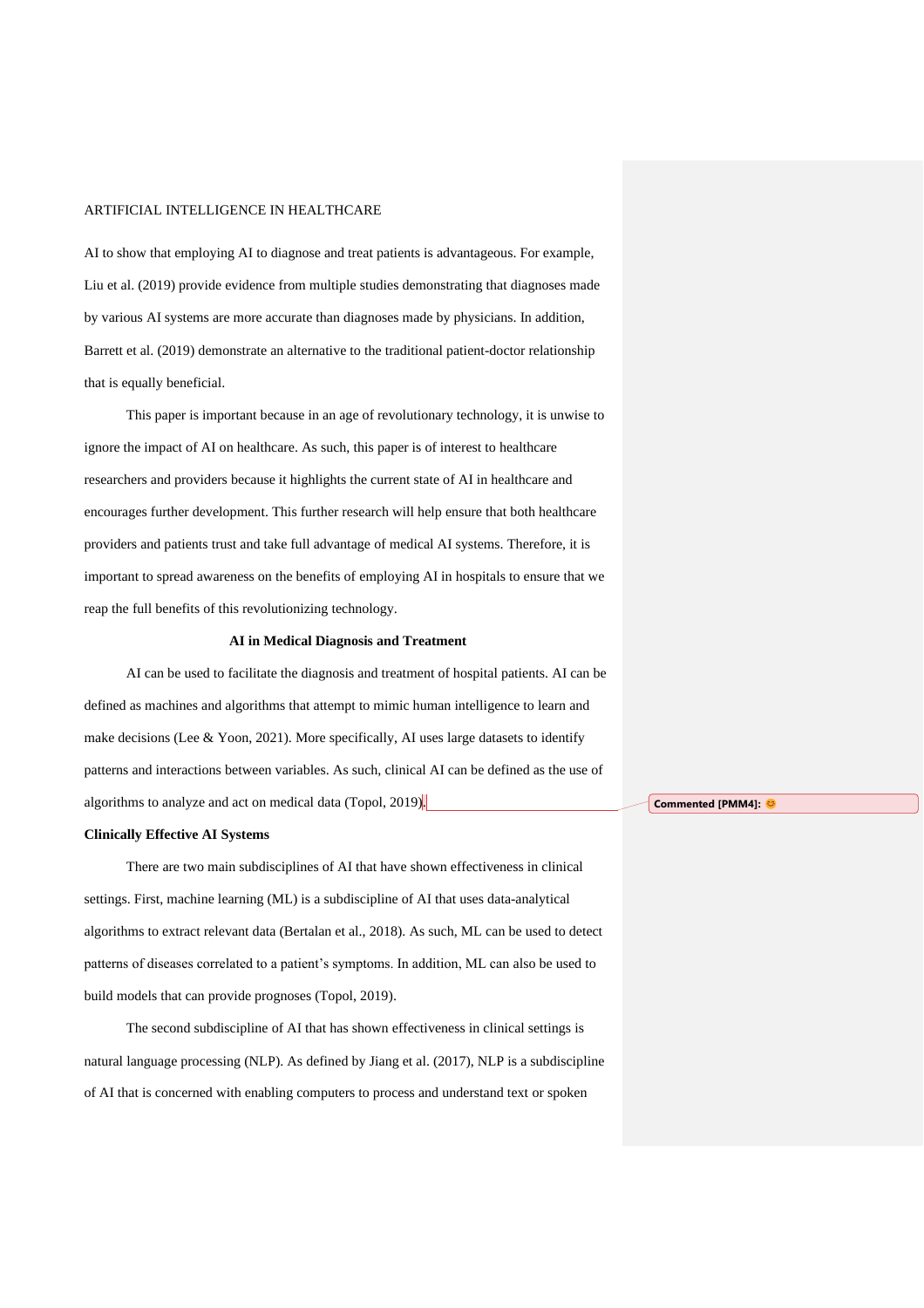AI to show that employing AI to diagnose and treat patients is advantageous. For example, Liu et al. (2019) provide evidence from multiple studies demonstrating that diagnoses made by various AI systems are more accurate than diagnoses made by physicians. In addition, Barrett et al. (2019) demonstrate an alternative to the traditional patient-doctor relationship that is equally beneficial.

This paper is important because in an age of revolutionary technology, it is unwise to ignore the impact of AI on healthcare. As such, this paper is of interest to healthcare researchers and providers because it highlights the current state of AI in healthcare and encourages further development. This further research will help ensure that both healthcare providers and patients trust and take full advantage of medical AI systems. Therefore, it is important to spread awareness on the benefits of employing AI in hospitals to ensure that we reap the full benefits of this revolutionizing technology.

## AI in Medical Diagnosis and Treatment

AI can be used to facilitate the diagnosis and treatment of hospital patients. AI can be defined as machines and algorithms that attempt to mimic human intelligence to learn and make decisions (Lee & Yoon, 2021). More specifically, AI uses large datasets to identify patterns and interactions between variables. As such, clinical AI can be defined as the use of algorithms to analyze and act on medical data (Topol, 2019).

Commented [PMM4]: 😊

### Clinically Effective AI Systems

There are two main subdisciplines of AI that have shown effectiveness in clinical settings. First, machine learning (ML) is a subdiscipline of AI that uses data-analytical algorithms to extract relevant data (Bertalan et al., 2018). As such, ML can be used to detect patterns of diseases correlated to a patient's symptoms. In addition, ML can also be used to build models that can provide prognoses (Topol, 2019).

The second subdiscipline of AI that has shown effectiveness in clinical settings is natural language processing (NLP). As defined by Jiang et al. (2017), NLP is a subdiscipline of AI that is concerned with enabling computers to process and understand text or spoken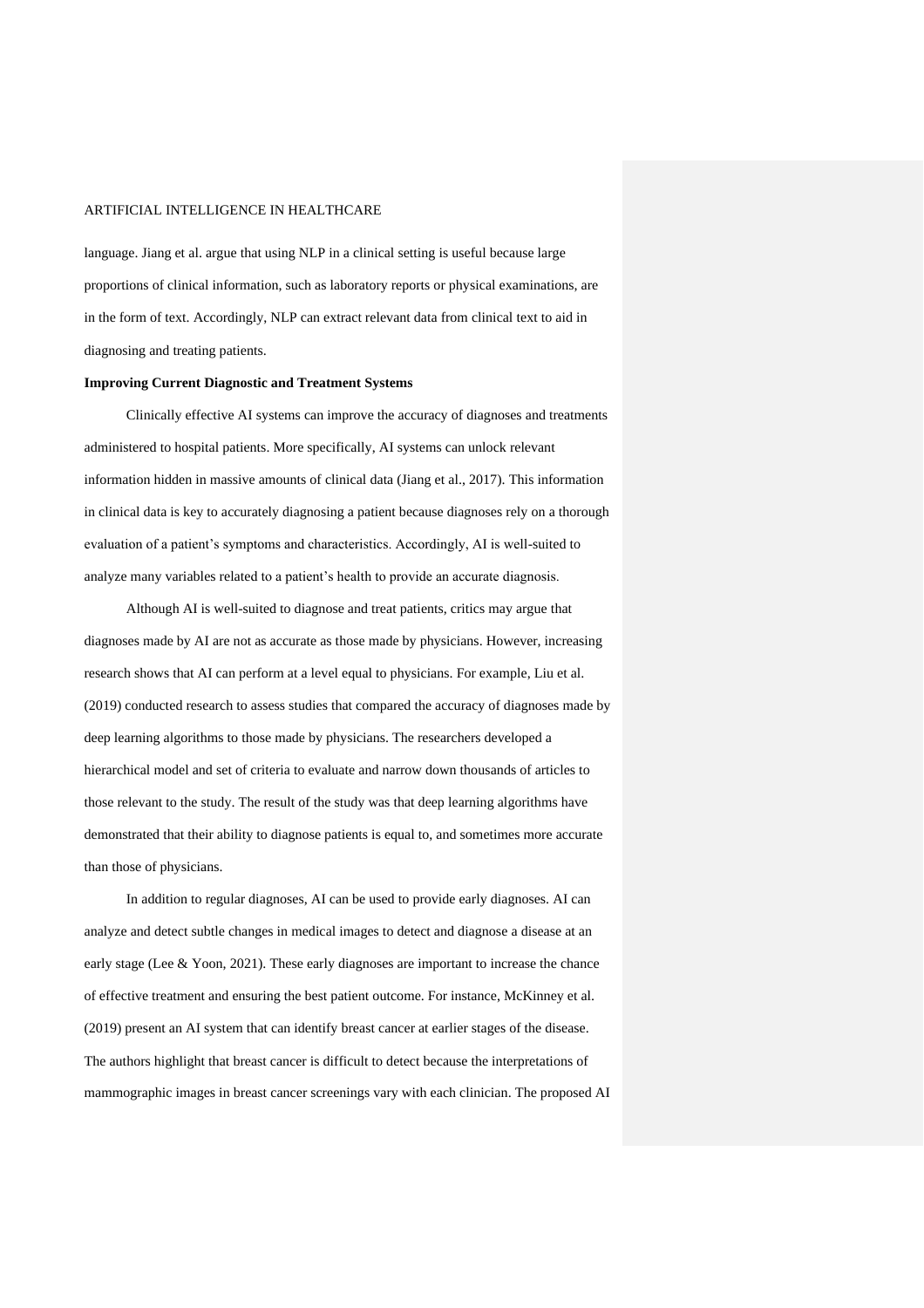language. Jiang et al. argue that using NLP in a clinical setting is useful because large proportions of clinical information, such as laboratory reports or physical examinations, are in the form of text. Accordingly, NLP can extract relevant data from clinical text to aid in diagnosing and treating patients.

**Improving Current Diagnostic and Treatment Systems**

Clinically effective AI systems can improve the accuracy of diagnoses and treatments administered to hospital patients. More specifically, AI systems can unlock relevant information hidden in massive amounts of clinical data (Jiang et al., 2017). This information in clinical data is key to accurately diagnosing a patient because diagnoses rely on a thorough evaluation of a patient's symptoms and characteristics. Accordingly, AI is well-suited to analyze many variables related to a patient's health to provide an accurate diagnosis.

Although AI is well-suited to diagnose and treat patients, critics may argue that diagnoses made by AI are not as accurate as those made by physicians. However, increasing research shows that AI can perform at a level equal to physicians. For example, Liu et al. (2019) conducted research to assess studies that compared the accuracy of diagnoses made by deep learning algorithms to those made by physicians. The researchers developed a hierarchical model and set of criteria to evaluate and narrow down thousands of articles to those relevant to the study. The result of the study was that deep learning algorithms have demonstrated that their ability to diagnose patients is equal to, and sometimes more accurate than those of physicians.

In addition to regular diagnoses, AI can be used to provide early diagnoses. AI can analyze and detect subtle changes in medical images to detect and diagnose a disease at an early stage (Lee & Yoon, 2021). These early diagnoses are important to increase the chance of effective treatment and ensuring the best patient outcome. For instance, McKinney et al. (2019) present an AI system that can identify breast cancer at earlier stages of the disease. The authors highlight that breast cancer is difficult to detect because the interpretations of mammographic images in breast cancer screenings vary with each clinician. The proposed AI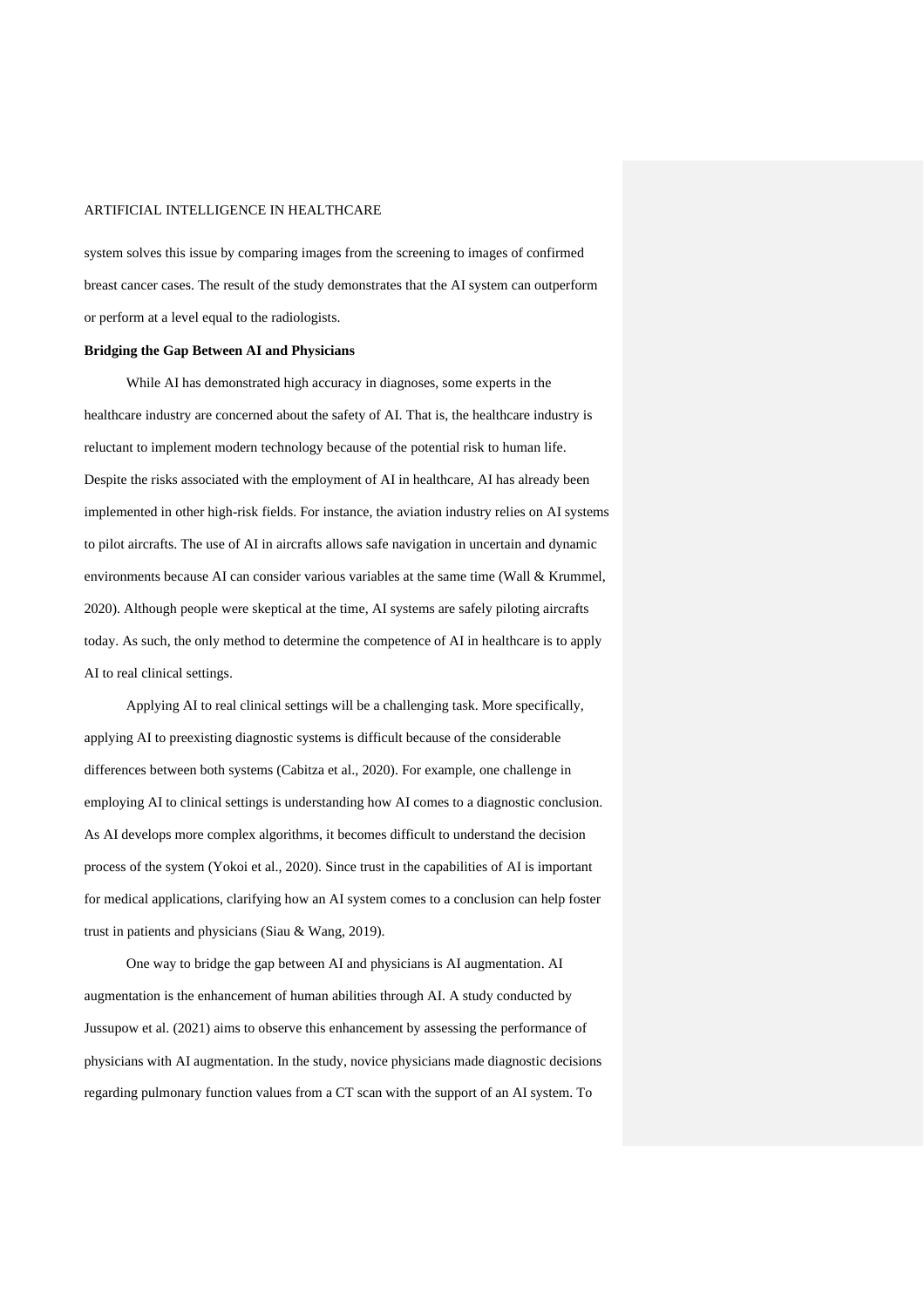system solves this issue by comparing images from the screening to images of confirmed breast cancer cases. The result of the study demonstrates that the AI system can outperform or perform at a level equal to the radiologists.

**Bridging the Gap Between AI and Physicians**

While AI has demonstrated high accuracy in diagnoses, some experts in the healthcare industry are concerned about the safety of AI. That is, the healthcare industry is reluctant to implement modern technology because of the potential risk to human life. Despite the risks associated with the employment of AI in healthcare, AI has already been implemented in other high-risk fields. For instance, the aviation industry relies on AI systems to pilot aircrafts. The use of AI in aircrafts allows safe navigation in uncertain and dynamic environments because AI can consider various variables at the same time (Wall & Krummel, 2020). Although people were skeptical at the time, AI systems are safely piloting aircrafts today. As such, the only method to determine the competence of AI in healthcare is to apply AI to real clinical settings.

Applying AI to real clinical settings will be a challenging task. More specifically, applying AI to preexisting diagnostic systems is difficult because of the considerable differences between both systems (Cabitza et al., 2020). For example, one challenge in employing AI to clinical settings is understanding how AI comes to a diagnostic conclusion. As AI develops more complex algorithms, it becomes difficult to understand the decision process of the system (Yokoi et al., 2020). Since trust in the capabilities of AI is important for medical applications, clarifying how an AI system comes to a conclusion can help foster trust in patients and physicians (Siau & Wang, 2019).

One way to bridge the gap between AI and physicians is AI augmentation. AI augmentation is the enhancement of human abilities through AI. A study conducted by Jussupow et al. (2021) aims to observe this enhancement by assessing the performance of physicians with AI augmentation. In the study, novice physicians made diagnostic decisions regarding pulmonary function values from a CT scan with the support of an AI system. To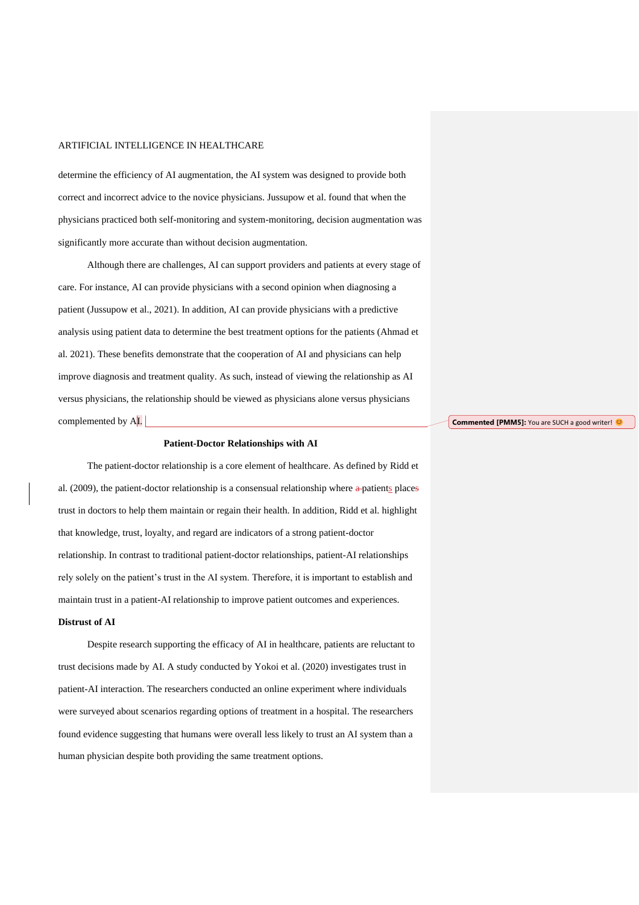determine the efficiency of AI augmentation, the AI system was designed to provide both correct and incorrect advice to the novice physicians. Jussupow et al. found that when the physicians practiced both self-monitoring and system-monitoring, decision augmentation was significantly more accurate than without decision augmentation.

Although there are challenges, AI can support providers and patients at every stage of care. For instance, AI can provide physicians with a second opinion when diagnosing a patient (Jussupow et al., 2021). In addition, AI can provide physicians with a predictive analysis using patient data to determine the best treatment options for the patients (Ahmad et al. 2021). These benefits demonstrate that the cooperation of AI and physicians can help improve diagnosis and treatment quality. As such, instead of viewing the relationship as AI versus physicians, the relationship should be viewed as physicians alone versus physicians complemented by AI.

**Patient-Doctor Relationships with AI**

The patient-doctor relationship is a core element of healthcare. As defined by Ridd et al. (2009), the patient-doctor relationship is a consensual relationship where patients place trust in doctors to help them maintain or regain their health. In addition, Ridd et al. highlight that knowledge, trust, loyalty, and regard are indicators of a strong patient-doctor relationship. In contrast to traditional patient-doctor relationships, patient-AI relationships rely solely on the patient's trust in the AI system. Therefore, it is important to establish and maintain trust in a patient-AI relationship to improve patient outcomes and experiences.

**Distrust of AI**

Despite research supporting the efficacy of AI in healthcare, patients are reluctant to trust decisions made by AI. A study conducted by Yokoi et al. (2020) investigates trust in patient-AI interaction. The researchers conducted an online experiment where individuals were surveyed about scenarios regarding options of treatment in a hospital. The researchers found evidence suggesting that humans were overall less likely to trust an AI system than a human physician despite both providing the same treatment options.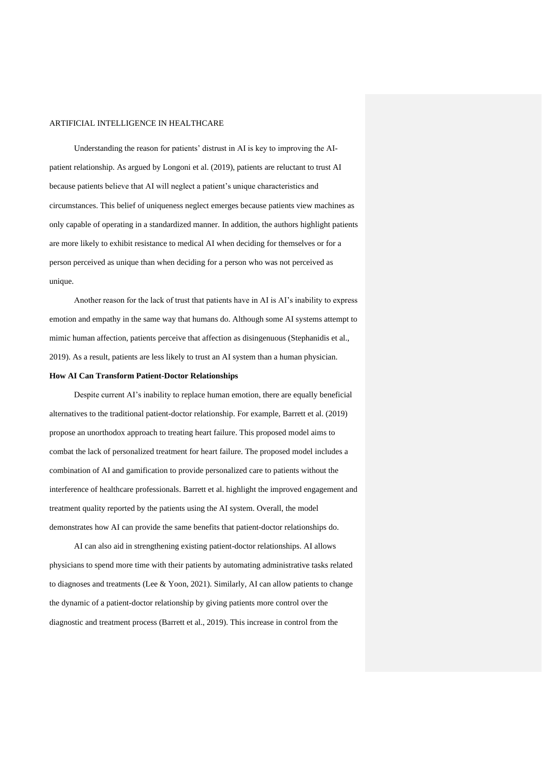Understanding the reason for patients' distrust in AI is key to improving the AI-patient relationship. As argued by Longoni et al. (2019), patients are reluctant to trust AI because patients believe that AI will neglect a patient's unique characteristics and circumstances. This belief of uniqueness neglect emerges because patients view machines as only capable of operating in a standardized manner. In addition, the authors highlight patients are more likely to exhibit resistance to medical AI when deciding for themselves or for a person perceived as unique than when deciding for a person who was not perceived as unique.

Another reason for the lack of trust that patients have in AI is AI's inability to express emotion and empathy in the same way that humans do. Although some AI systems attempt to mimic human affection, patients perceive that affection as disingenuous (Stephanidis et al., 2019). As a result, patients are less likely to trust an AI system than a human physician.

**How AI Can Transform Patient-Doctor Relationships**

Despite current AI's inability to replace human emotion, there are equally beneficial alternatives to the traditional patient-doctor relationship. For example, Barrett et al. (2019) propose an unorthodox approach to treating heart failure. This proposed model aims to combat the lack of personalized treatment for heart failure. The proposed model includes a combination of AI and gamification to provide personalized care to patients without the interference of healthcare professionals. Barrett et al. highlight the improved engagement and treatment quality reported by the patients using the AI system. Overall, the model demonstrates how AI can provide the same benefits that patient-doctor relationships do.

AI can also aid in strengthening existing patient-doctor relationships. AI allows physicians to spend more time with their patients by automating administrative tasks related to diagnoses and treatments (Lee & Yoon, 2021). Similarly, AI can allow patients to change the dynamic of a patient-doctor relationship by giving patients more control over the diagnostic and treatment process (Barrett et al., 2019). This increase in control from the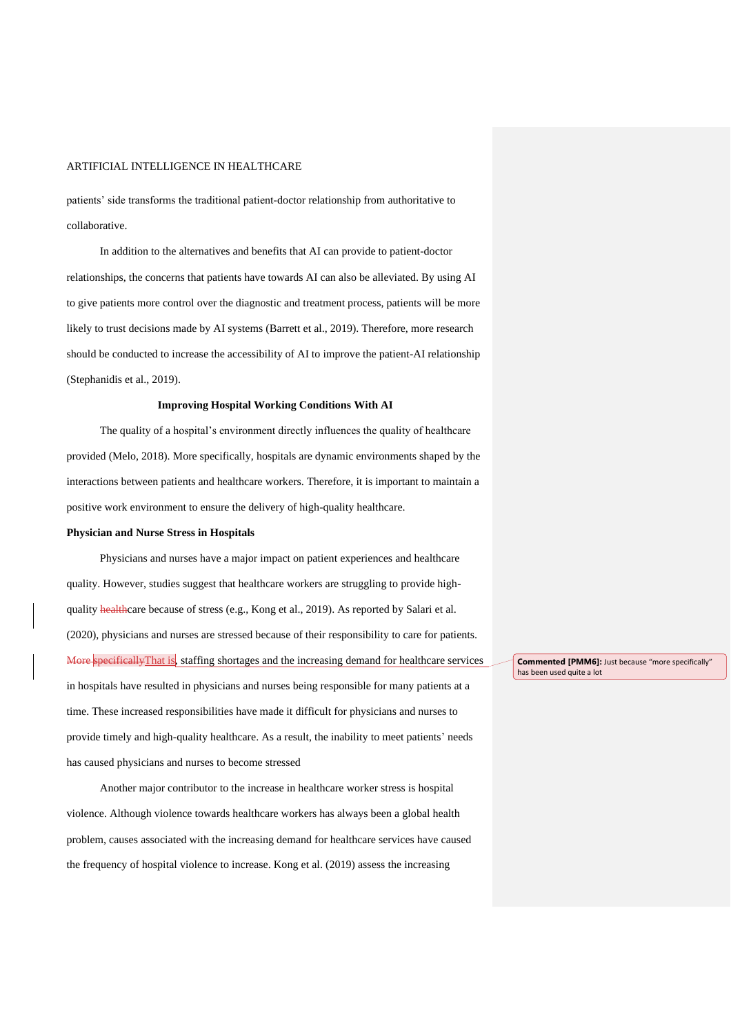patients' side transforms the traditional patient-doctor relationship from authoritative to collaborative.

In addition to the alternatives and benefits that AI can provide to patient-doctor relationships, the concerns that patients have towards AI can also be alleviated. By using AI to give patients more control over the diagnostic and treatment process, patients will be more likely to trust decisions made by AI systems (Barrett et al., 2019). Therefore, more research should be conducted to increase the accessibility of AI to improve the patient-AI relationship (Stephanidis et al., 2019).

## Improving Hospital Working Conditions With AI

The quality of a hospital's environment directly influences the quality of healthcare provided (Melo, 2018). More specifically, hospitals are dynamic environments shaped by the interactions between patients and healthcare workers. Therefore, it is important to maintain a positive work environment to ensure the delivery of high-quality healthcare.

### Physician and Nurse Stress in Hospitals

Physicians and nurses have a major impact on patient experiences and healthcare quality. However, studies suggest that healthcare workers are struggling to provide high-quality ~~health~~care because of stress (e.g., Kong et al., 2019). As reported by Salari et al. (2020), physicians and nurses are stressed because of their responsibility to care for patients. ~~More specifically~~That is, staffing shortages and the increasing demand for healthcare services in hospitals have resulted in physicians and nurses being responsible for many patients at a time. These increased responsibilities have made it difficult for physicians and nurses to provide timely and high-quality healthcare. As a result, the inability to meet patients' needs has caused physicians and nurses to become stressed

Another major contributor to the increase in healthcare worker stress is hospital violence. Although violence towards healthcare workers has always been a global health problem, causes associated with the increasing demand for healthcare services have caused the frequency of hospital violence to increase. Kong et al. (2019) assess the increasing

**Commented [PMM6]:** Just because "more specifically" has been used quite a lot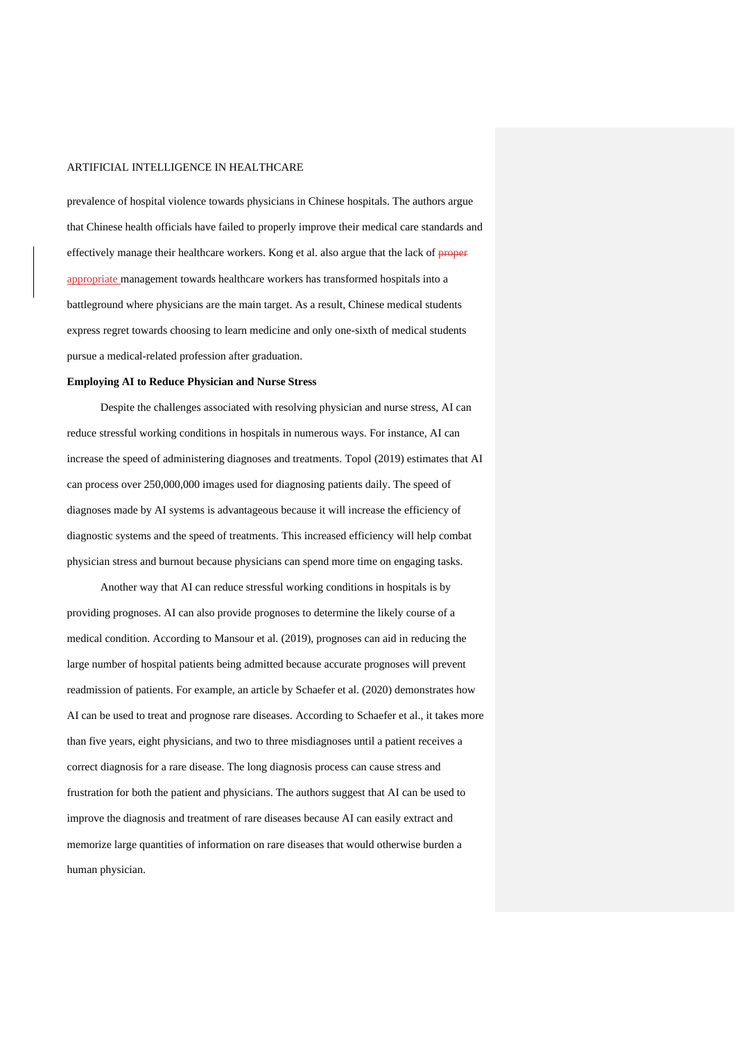prevalence of hospital violence towards physicians in Chinese hospitals. The authors argue that Chinese health officials have failed to properly improve their medical care standards and effectively manage their healthcare workers. Kong et al. also argue that the lack of ~~proper~~ appropriate management towards healthcare workers has transformed hospitals into a battleground where physicians are the main target. As a result, Chinese medical students express regret towards choosing to learn medicine and only one-sixth of medical students pursue a medical-related profession after graduation.

**Employing AI to Reduce Physician and Nurse Stress**

Despite the challenges associated with resolving physician and nurse stress, AI can reduce stressful working conditions in hospitals in numerous ways. For instance, AI can increase the speed of administering diagnoses and treatments. Topol (2019) estimates that AI can process over 250,000,000 images used for diagnosing patients daily. The speed of diagnoses made by AI systems is advantageous because it will increase the efficiency of diagnostic systems and the speed of treatments. This increased efficiency will help combat physician stress and burnout because physicians can spend more time on engaging tasks.

Another way that AI can reduce stressful working conditions in hospitals is by providing prognoses. AI can also provide prognoses to determine the likely course of a medical condition. According to Mansour et al. (2019), prognoses can aid in reducing the large number of hospital patients being admitted because accurate prognoses will prevent readmission of patients. For example, an article by Schaefer et al. (2020) demonstrates how AI can be used to treat and prognose rare diseases. According to Schaefer et al., it takes more than five years, eight physicians, and two to three misdiagnoses until a patient receives a correct diagnosis for a rare disease. The long diagnosis process can cause stress and frustration for both the patient and physicians. The authors suggest that AI can be used to improve the diagnosis and treatment of rare diseases because AI can easily extract and memorize large quantities of information on rare diseases that would otherwise burden a human physician.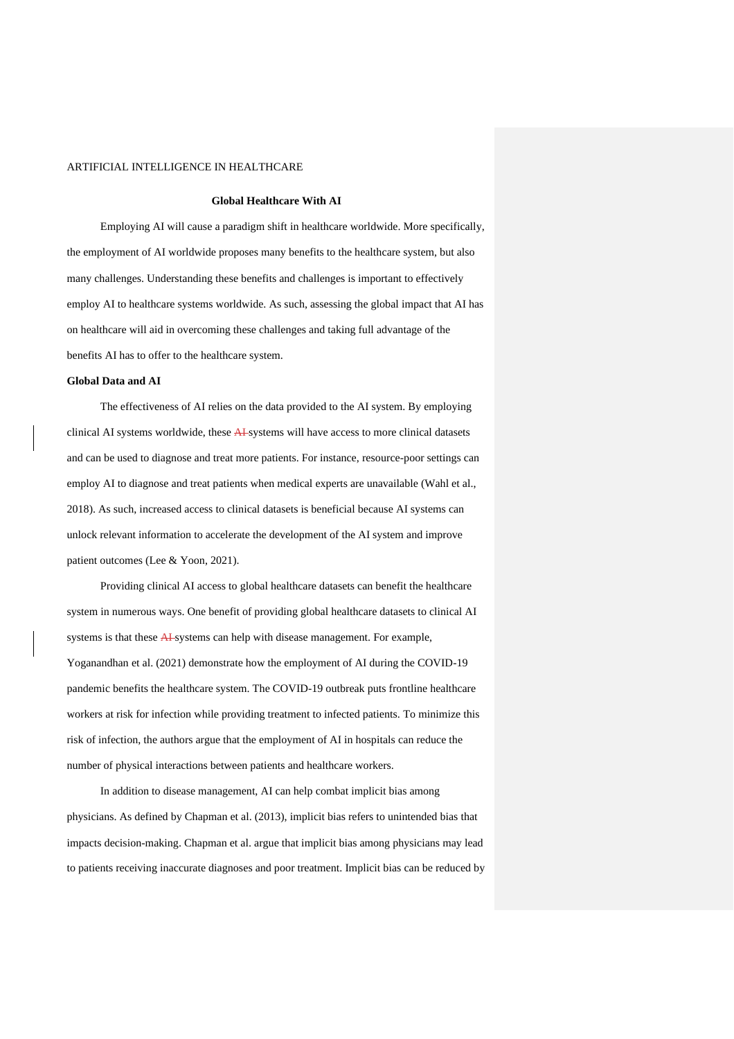## Global Healthcare With AI

Employing AI will cause a paradigm shift in healthcare worldwide. More specifically, the employment of AI worldwide proposes many benefits to the healthcare system, but also many challenges. Understanding these benefits and challenges is important to effectively employ AI to healthcare systems worldwide. As such, assessing the global impact that AI has on healthcare will aid in overcoming these challenges and taking full advantage of the benefits AI has to offer to the healthcare system.

### Global Data and AI

The effectiveness of AI relies on the data provided to the AI system. By employing clinical AI systems worldwide, these ~~AI~~ systems will have access to more clinical datasets and can be used to diagnose and treat more patients. For instance, resource-poor settings can employ AI to diagnose and treat patients when medical experts are unavailable (Wahl et al., 2018). As such, increased access to clinical datasets is beneficial because AI systems can unlock relevant information to accelerate the development of the AI system and improve patient outcomes (Lee & Yoon, 2021).

Providing clinical AI access to global healthcare datasets can benefit the healthcare system in numerous ways. One benefit of providing global healthcare datasets to clinical AI systems is that these ~~AI~~ systems can help with disease management. For example, Yoganandhan et al. (2021) demonstrate how the employment of AI during the COVID-19 pandemic benefits the healthcare system. The COVID-19 outbreak puts frontline healthcare workers at risk for infection while providing treatment to infected patients. To minimize this risk of infection, the authors argue that the employment of AI in hospitals can reduce the number of physical interactions between patients and healthcare workers.

In addition to disease management, AI can help combat implicit bias among physicians. As defined by Chapman et al. (2013), implicit bias refers to unintended bias that impacts decision-making. Chapman et al. argue that implicit bias among physicians may lead to patients receiving inaccurate diagnoses and poor treatment. Implicit bias can be reduced by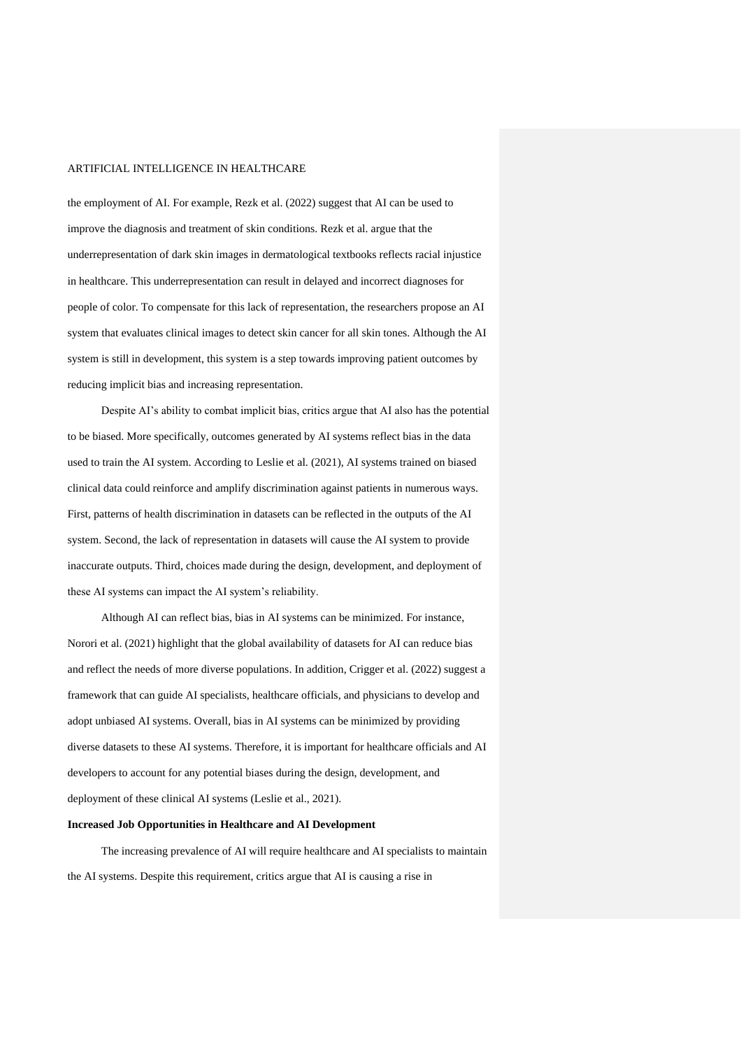the employment of AI. For example, Rezk et al. (2022) suggest that AI can be used to improve the diagnosis and treatment of skin conditions. Rezk et al. argue that the underrepresentation of dark skin images in dermatological textbooks reflects racial injustice in healthcare. This underrepresentation can result in delayed and incorrect diagnoses for people of color. To compensate for this lack of representation, the researchers propose an AI system that evaluates clinical images to detect skin cancer for all skin tones. Although the AI system is still in development, this system is a step towards improving patient outcomes by reducing implicit bias and increasing representation.

Despite AI's ability to combat implicit bias, critics argue that AI also has the potential to be biased. More specifically, outcomes generated by AI systems reflect bias in the data used to train the AI system. According to Leslie et al. (2021), AI systems trained on biased clinical data could reinforce and amplify discrimination against patients in numerous ways. First, patterns of health discrimination in datasets can be reflected in the outputs of the AI system. Second, the lack of representation in datasets will cause the AI system to provide inaccurate outputs. Third, choices made during the design, development, and deployment of these AI systems can impact the AI system's reliability.

Although AI can reflect bias, bias in AI systems can be minimized. For instance, Norori et al. (2021) highlight that the global availability of datasets for AI can reduce bias and reflect the needs of more diverse populations. In addition, Crigger et al. (2022) suggest a framework that can guide AI specialists, healthcare officials, and physicians to develop and adopt unbiased AI systems. Overall, bias in AI systems can be minimized by providing diverse datasets to these AI systems. Therefore, it is important for healthcare officials and AI developers to account for any potential biases during the design, development, and deployment of these clinical AI systems (Leslie et al., 2021).

**Increased Job Opportunities in Healthcare and AI Development**

The increasing prevalence of AI will require healthcare and AI specialists to maintain the AI systems. Despite this requirement, critics argue that AI is causing a rise in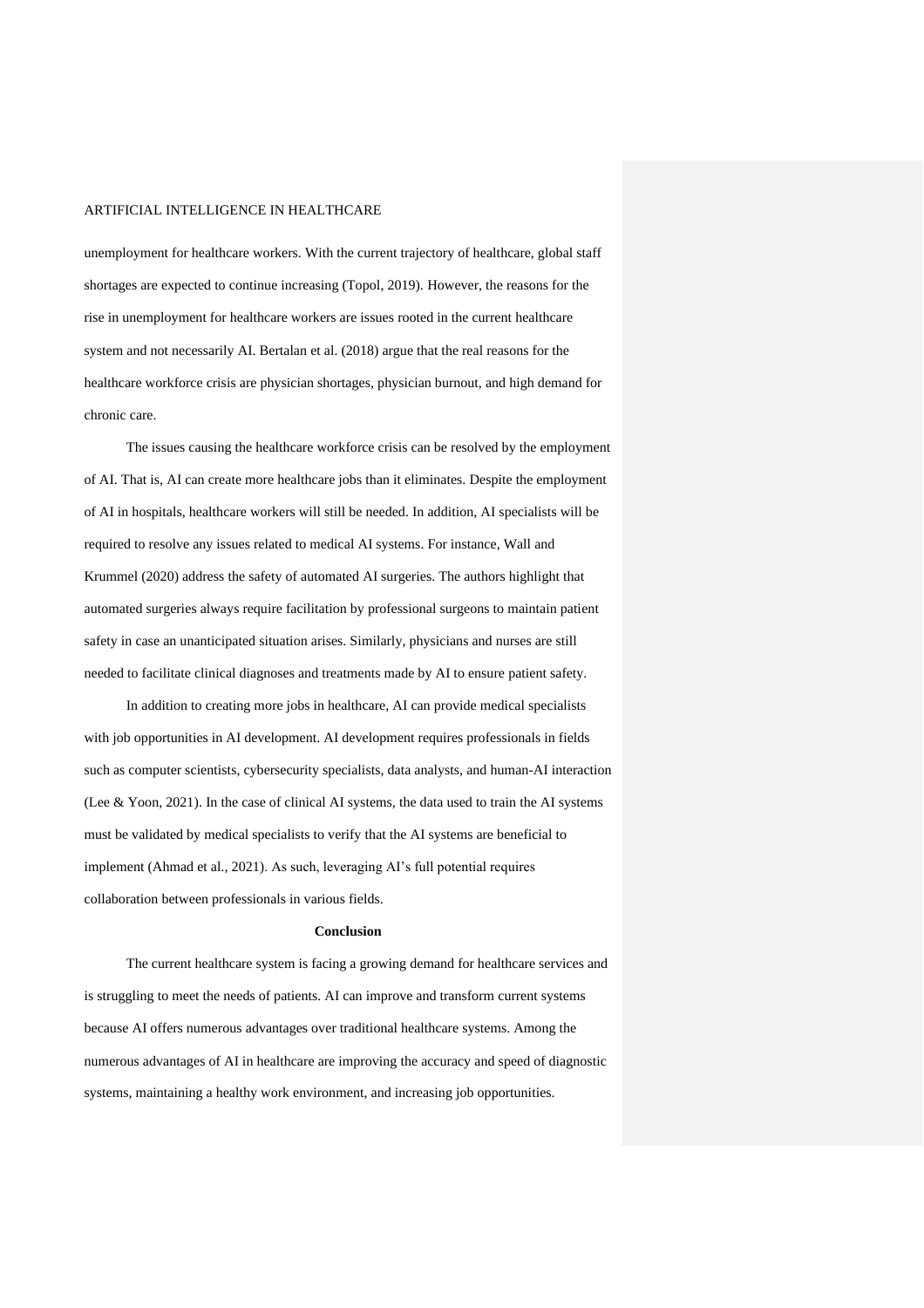unemployment for healthcare workers. With the current trajectory of healthcare, global staff shortages are expected to continue increasing (Topol, 2019). However, the reasons for the rise in unemployment for healthcare workers are issues rooted in the current healthcare system and not necessarily AI. Bertalan et al. (2018) argue that the real reasons for the healthcare workforce crisis are physician shortages, physician burnout, and high demand for chronic care.

The issues causing the healthcare workforce crisis can be resolved by the employment of AI. That is, AI can create more healthcare jobs than it eliminates. Despite the employment of AI in hospitals, healthcare workers will still be needed. In addition, AI specialists will be required to resolve any issues related to medical AI systems. For instance, Wall and Krummel (2020) address the safety of automated AI surgeries. The authors highlight that automated surgeries always require facilitation by professional surgeons to maintain patient safety in case an unanticipated situation arises. Similarly, physicians and nurses are still needed to facilitate clinical diagnoses and treatments made by AI to ensure patient safety.

In addition to creating more jobs in healthcare, AI can provide medical specialists with job opportunities in AI development. AI development requires professionals in fields such as computer scientists, cybersecurity specialists, data analysts, and human-AI interaction (Lee & Yoon, 2021). In the case of clinical AI systems, the data used to train the AI systems must be validated by medical specialists to verify that the AI systems are beneficial to implement (Ahmad et al., 2021). As such, leveraging AI's full potential requires collaboration between professionals in various fields.

## Conclusion

The current healthcare system is facing a growing demand for healthcare services and is struggling to meet the needs of patients. AI can improve and transform current systems because AI offers numerous advantages over traditional healthcare systems. Among the numerous advantages of AI in healthcare are improving the accuracy and speed of diagnostic systems, maintaining a healthy work environment, and increasing job opportunities.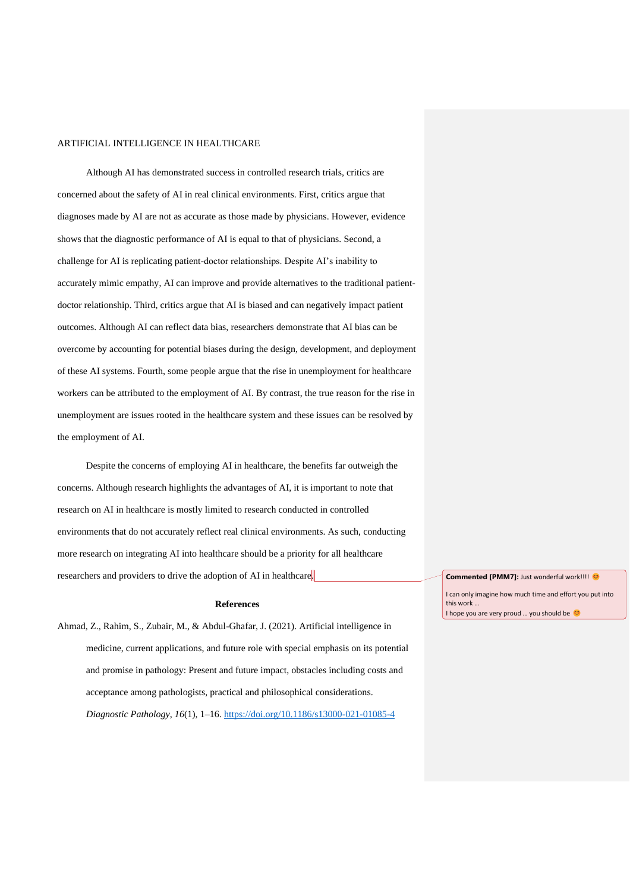Although AI has demonstrated success in controlled research trials, critics are concerned about the safety of AI in real clinical environments. First, critics argue that diagnoses made by AI are not as accurate as those made by physicians. However, evidence shows that the diagnostic performance of AI is equal to that of physicians. Second, a challenge for AI is replicating patient-doctor relationships. Despite AI's inability to accurately mimic empathy, AI can improve and provide alternatives to the traditional patient-doctor relationship. Third, critics argue that AI is biased and can negatively impact patient outcomes. Although AI can reflect data bias, researchers demonstrate that AI bias can be overcome by accounting for potential biases during the design, development, and deployment of these AI systems. Fourth, some people argue that the rise in unemployment for healthcare workers can be attributed to the employment of AI. By contrast, the true reason for the rise in unemployment are issues rooted in the healthcare system and these issues can be resolved by the employment of AI.

Despite the concerns of employing AI in healthcare, the benefits far outweigh the concerns. Although research highlights the advantages of AI, it is important to note that research on AI in healthcare is mostly limited to research conducted in controlled environments that do not accurately reflect real clinical environments. As such, conducting more research on integrating AI into healthcare should be a priority for all healthcare researchers and providers to drive the adoption of AI in healthcare.

**Commented [PMM7]:** Just wonderful work!!!! 😊

I can only imagine how much time and effort you put into this work …
I hope you are very proud … you should be 😊

## References

Ahmad, Z., Rahim, S., Zubair, M., & Abdul-Ghafar, J. (2021). Artificial intelligence in medicine, current applications, and future role with special emphasis on its potential and promise in pathology: Present and future impact, obstacles including costs and acceptance among pathologists, practical and philosophical considerations. *Diagnostic Pathology*, *16*(1), 1–16. https://doi.org/10.1186/s13000-021-01085-4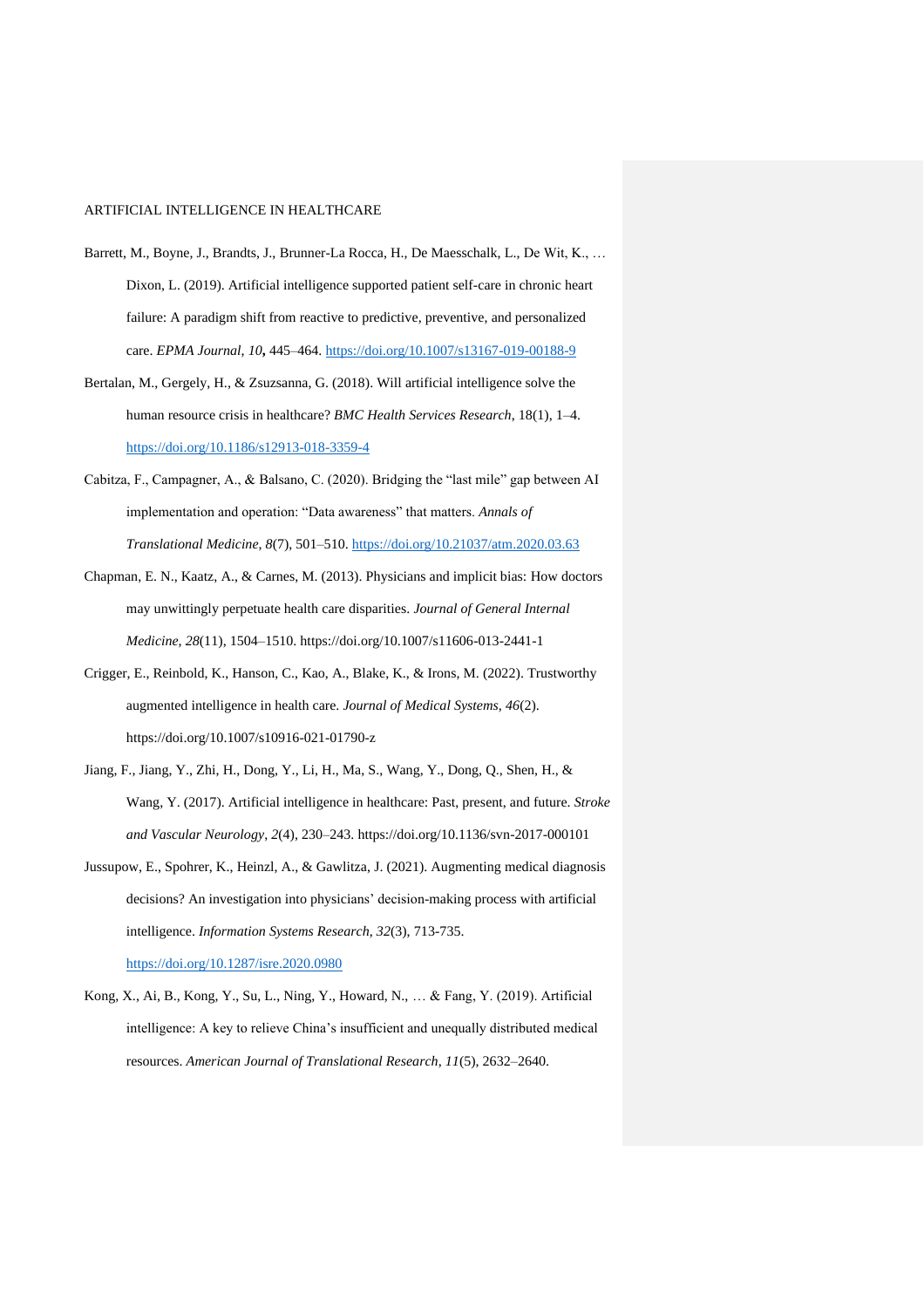Barrett, M., Boyne, J., Brandts, J., Brunner-La Rocca, H., De Maesschalk, L., De Wit, K., … Dixon, L. (2019). Artificial intelligence supported patient self-care in chronic heart failure: A paradigm shift from reactive to predictive, preventive, and personalized care. *EPMA Journal*, *10***,** 445–464. https://doi.org/10.1007/s13167-019-00188-9

Bertalan, M., Gergely, H., & Zsuzsanna, G. (2018). Will artificial intelligence solve the human resource crisis in healthcare? *BMC Health Services Research*, 18(1), 1–4. https://doi.org/10.1186/s12913-018-3359-4

Cabitza, F., Campagner, A., & Balsano, C. (2020). Bridging the "last mile" gap between AI implementation and operation: "Data awareness" that matters. *Annals of Translational Medicine*, *8*(7), 501–510. https://doi.org/10.21037/atm.2020.03.63

Chapman, E. N., Kaatz, A., & Carnes, M. (2013). Physicians and implicit bias: How doctors may unwittingly perpetuate health care disparities. *Journal of General Internal Medicine, 28*(11), 1504–1510. https://doi.org/10.1007/s11606-013-2441-1

Crigger, E., Reinbold, K., Hanson, C., Kao, A., Blake, K., & Irons, M. (2022). Trustworthy augmented intelligence in health care. *Journal of Medical Systems*, *46*(2). https://doi.org/10.1007/s10916-021-01790-z

Jiang, F., Jiang, Y., Zhi, H., Dong, Y., Li, H., Ma, S., Wang, Y., Dong, Q., Shen, H., & Wang, Y. (2017). Artificial intelligence in healthcare: Past, present, and future. *Stroke and Vascular Neurology*, *2*(4), 230–243. https://doi.org/10.1136/svn-2017-000101

Jussupow, E., Spohrer, K., Heinzl, A., & Gawlitza, J. (2021). Augmenting medical diagnosis decisions? An investigation into physicians' decision-making process with artificial intelligence. *Information Systems Research, 32*(3), 713-735. https://doi.org/10.1287/isre.2020.0980

Kong, X., Ai, B., Kong, Y., Su, L., Ning, Y., Howard, N., … & Fang, Y. (2019). Artificial intelligence: A key to relieve China's insufficient and unequally distributed medical resources. *American Journal of Translational Research*, *11*(5), 2632–2640.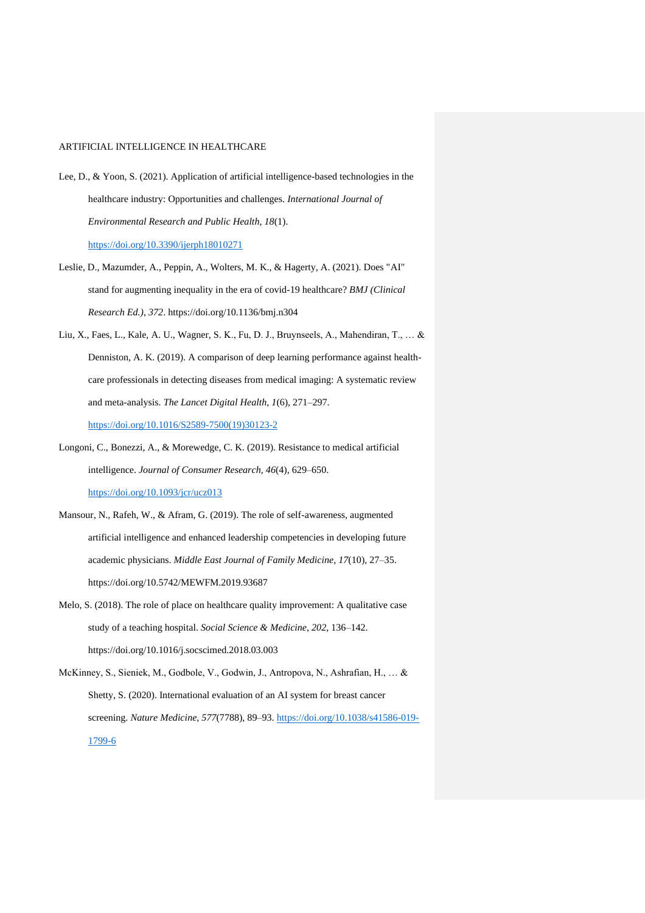Lee, D., & Yoon, S. (2021). Application of artificial intelligence-based technologies in the healthcare industry: Opportunities and challenges. *International Journal of Environmental Research and Public Health, 18*(1). https://doi.org/10.3390/ijerph18010271

Leslie, D., Mazumder, A., Peppin, A., Wolters, M. K., & Hagerty, A. (2021). Does "AI" stand for augmenting inequality in the era of covid-19 healthcare? *BMJ (Clinical Research Ed.)*, *372*. https://doi.org/10.1136/bmj.n304

Liu, X., Faes, L., Kale, A. U., Wagner, S. K., Fu, D. J., Bruynseels, A., Mahendiran, T., … & Denniston, A. K. (2019). A comparison of deep learning performance against health-care professionals in detecting diseases from medical imaging: A systematic review and meta-analysis. *The Lancet Digital Health*, *1*(6), 271–297. https://doi.org/10.1016/S2589-7500(19)30123-2

Longoni, C., Bonezzi, A., & Morewedge, C. K. (2019). Resistance to medical artificial intelligence. *Journal of Consumer Research*, *46*(4), 629–650. https://doi.org/10.1093/jcr/ucz013

Mansour, N., Rafeh, W., & Afram, G. (2019). The role of self-awareness, augmented artificial intelligence and enhanced leadership competencies in developing future academic physicians. *Middle East Journal of Family Medicine*, *17*(10), 27–35. https://doi.org/10.5742/MEWFM.2019.93687

Melo, S. (2018). The role of place on healthcare quality improvement: A qualitative case study of a teaching hospital. *Social Science & Medicine*, *202*, 136–142. https://doi.org/10.1016/j.socscimed.2018.03.003

McKinney, S., Sieniek, M., Godbole, V., Godwin, J., Antropova, N., Ashrafian, H., … & Shetty, S. (2020). International evaluation of an AI system for breast cancer screening. *Nature Medicine*, *577*(7788), 89–93. https://doi.org/10.1038/s41586-019-1799-6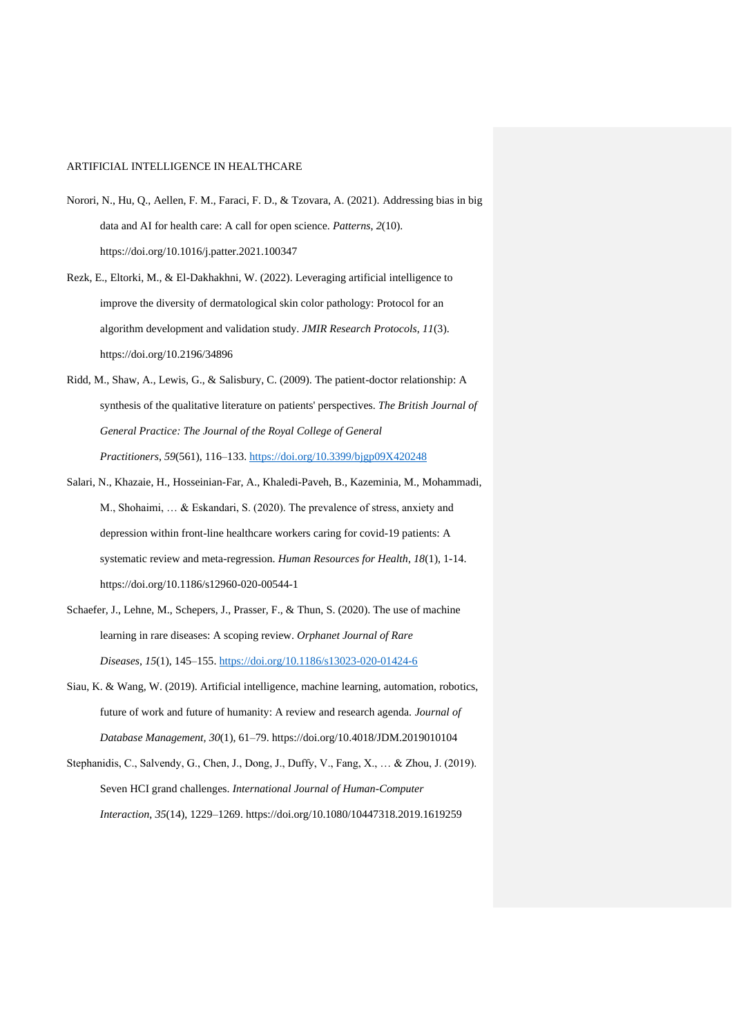Norori, N., Hu, Q., Aellen, F. M., Faraci, F. D., & Tzovara, A. (2021). Addressing bias in big data and AI for health care: A call for open science. *Patterns*, *2*(10). https://doi.org/10.1016/j.patter.2021.100347

Rezk, E., Eltorki, M., & El-Dakhakhni, W. (2022). Leveraging artificial intelligence to improve the diversity of dermatological skin color pathology: Protocol for an algorithm development and validation study. *JMIR Research Protocols*, *11*(3). https://doi.org/10.2196/34896

Ridd, M., Shaw, A., Lewis, G., & Salisbury, C. (2009). The patient-doctor relationship: A synthesis of the qualitative literature on patients' perspectives. *The British Journal of General Practice: The Journal of the Royal College of General Practitioners*, *59*(561), 116–133. https://doi.org/10.3399/bjgp09X420248

Salari, N., Khazaie, H., Hosseinian-Far, A., Khaledi-Paveh, B., Kazeminia, M., Mohammadi, M., Shohaimi, … & Eskandari, S. (2020). The prevalence of stress, anxiety and depression within front-line healthcare workers caring for covid-19 patients: A systematic review and meta-regression. *Human Resources for Health*, *18*(1), 1-14. https://doi.org/10.1186/s12960-020-00544-1

Schaefer, J., Lehne, M., Schepers, J., Prasser, F., & Thun, S. (2020). The use of machine learning in rare diseases: A scoping review. *Orphanet Journal of Rare Diseases*, *15*(1), 145–155. https://doi.org/10.1186/s13023-020-01424-6

Siau, K. & Wang, W. (2019). Artificial intelligence, machine learning, automation, robotics, future of work and future of humanity: A review and research agenda. *Journal of Database Management*, *30*(1), 61–79. https://doi.org/10.4018/JDM.2019010104

Stephanidis, C., Salvendy, G., Chen, J., Dong, J., Duffy, V., Fang, X., … & Zhou, J. (2019). Seven HCI grand challenges. *International Journal of Human-Computer Interaction*, *35*(14), 1229–1269. https://doi.org/10.1080/10447318.2019.1619259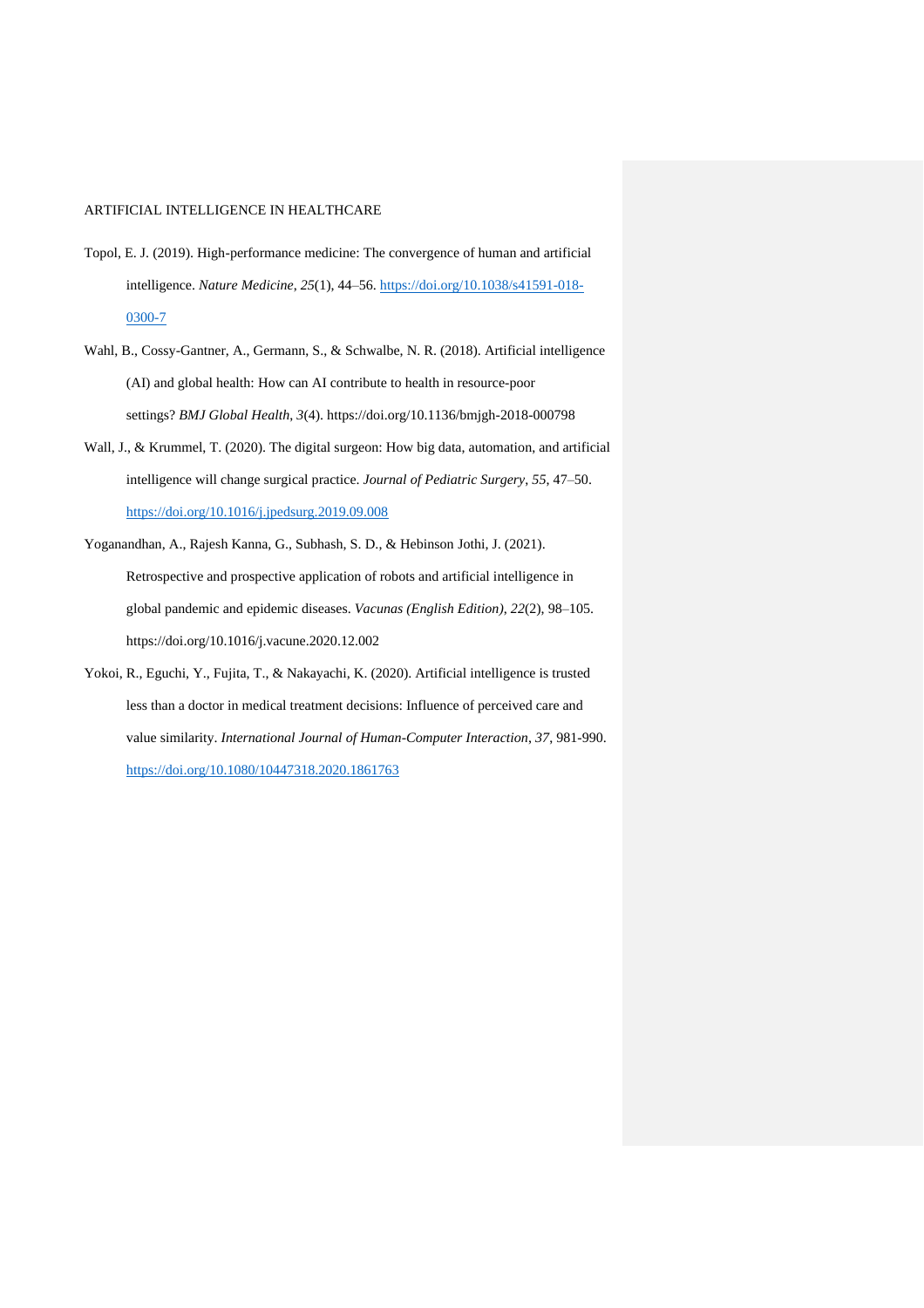Topol, E. J. (2019). High-performance medicine: The convergence of human and artificial intelligence. *Nature Medicine*, *25*(1), 44–56. https://doi.org/10.1038/s41591-018-0300-7

Wahl, B., Cossy-Gantner, A., Germann, S., & Schwalbe, N. R. (2018). Artificial intelligence (AI) and global health: How can AI contribute to health in resource-poor settings? *BMJ Global Health*, *3*(4). https://doi.org/10.1136/bmjgh-2018-000798

Wall, J., & Krummel, T. (2020). The digital surgeon: How big data, automation, and artificial intelligence will change surgical practice. *Journal of Pediatric Surgery*, *55*, 47–50. https://doi.org/10.1016/j.jpedsurg.2019.09.008

Yoganandhan, A., Rajesh Kanna, G., Subhash, S. D., & Hebinson Jothi, J. (2021). Retrospective and prospective application of robots and artificial intelligence in global pandemic and epidemic diseases. *Vacunas (English Edition)*, *22*(2), 98–105. https://doi.org/10.1016/j.vacune.2020.12.002

Yokoi, R., Eguchi, Y., Fujita, T., & Nakayachi, K. (2020). Artificial intelligence is trusted less than a doctor in medical treatment decisions: Influence of perceived care and value similarity. *International Journal of Human-Computer Interaction*, *37*, 981-990. https://doi.org/10.1080/10447318.2020.1861763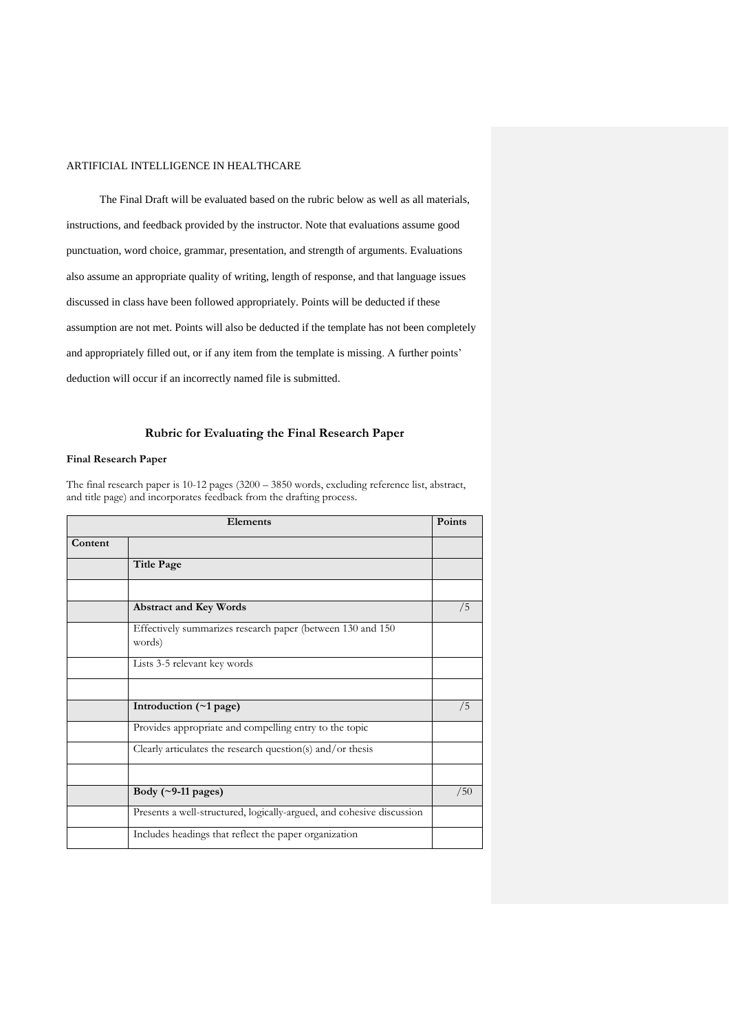The Final Draft will be evaluated based on the rubric below as well as all materials, instructions, and feedback provided by the instructor. Note that evaluations assume good punctuation, word choice, grammar, presentation, and strength of arguments. Evaluations also assume an appropriate quality of writing, length of response, and that language issues discussed in class have been followed appropriately. Points will be deducted if these assumption are not met. Points will also be deducted if the template has not been completely and appropriately filled out, or if any item from the template is missing. A further points' deduction will occur if an incorrectly named file is submitted.

## Rubric for Evaluating the Final Research Paper

**Final Research Paper**

The final research paper is 10-12 pages (3200 – 3850 words, excluding reference list, abstract, and title page) and incorporates feedback from the drafting process.

| Elements | | Points |
|---|---|---|
| **Content** | | |
| | **Title Page** | |
| | | |
| | **Abstract and Key Words** | /5 |
| | Effectively summarizes research paper (between 130 and 150 words) | |
| | Lists 3-5 relevant key words | |
| | | |
| | **Introduction (~1 page)** | /5 |
| | Provides appropriate and compelling entry to the topic | |
| | Clearly articulates the research question(s) and/or thesis | |
| | | |
| | **Body (~9-11 pages)** | /50 |
| | Presents a well-structured, logically-argued, and cohesive discussion | |
| | Includes headings that reflect the paper organization | |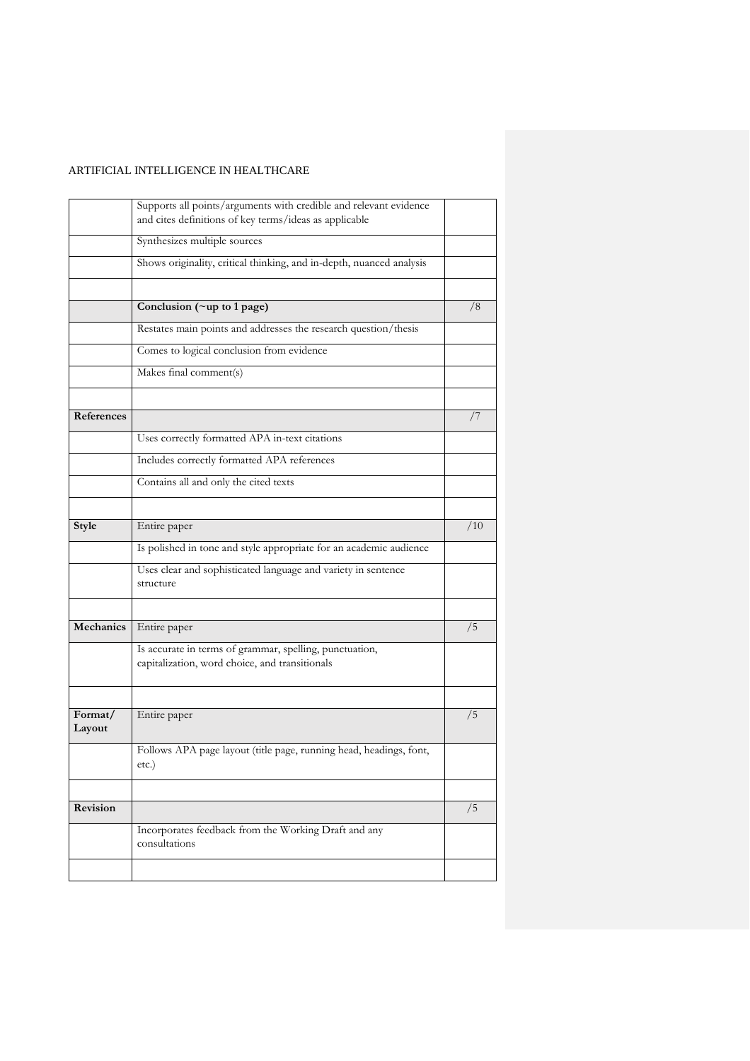| | | |
|---|---|---|
| | Supports all points/arguments with credible and relevant evidence and cites definitions of key terms/ideas as applicable | |
| | Synthesizes multiple sources | |
| | Shows originality, critical thinking, and in-depth, nuanced analysis | |
| | | |
| | **Conclusion (~up to 1 page)** | /8 |
| | Restates main points and addresses the research question/thesis | |
| | Comes to logical conclusion from evidence | |
| | Makes final comment(s) | |
| | | |
| **References** | | /7 |
| | Uses correctly formatted APA in-text citations | |
| | Includes correctly formatted APA references | |
| | Contains all and only the cited texts | |
| | | |
| **Style** | Entire paper | /10 |
| | Is polished in tone and style appropriate for an academic audience | |
| | Uses clear and sophisticated language and variety in sentence structure | |
| | | |
| **Mechanics** | Entire paper | /5 |
| | Is accurate in terms of grammar, spelling, punctuation, capitalization, word choice, and transitionals | |
| | | |
| **Format/ Layout** | Entire paper | /5 |
| | Follows APA page layout (title page, running head, headings, font, etc.) | |
| | | |
| **Revision** | | /5 |
| | Incorporates feedback from the Working Draft and any consultations | |
| | | |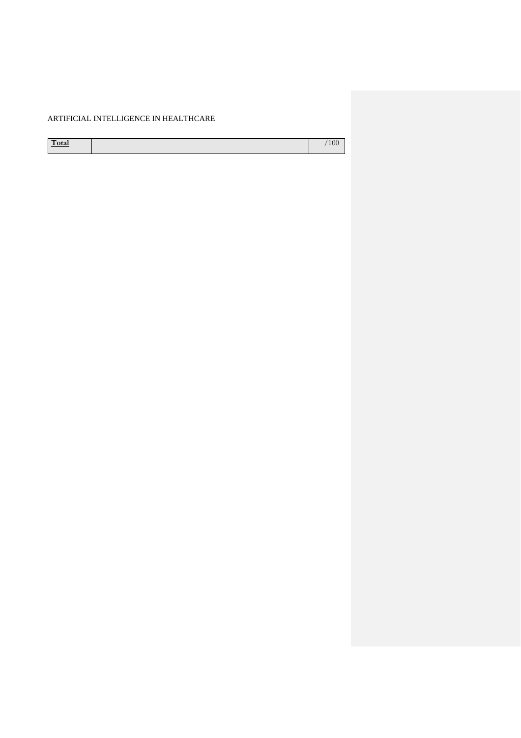| | | |
|---|---|---|
| **Total** | | /100 |